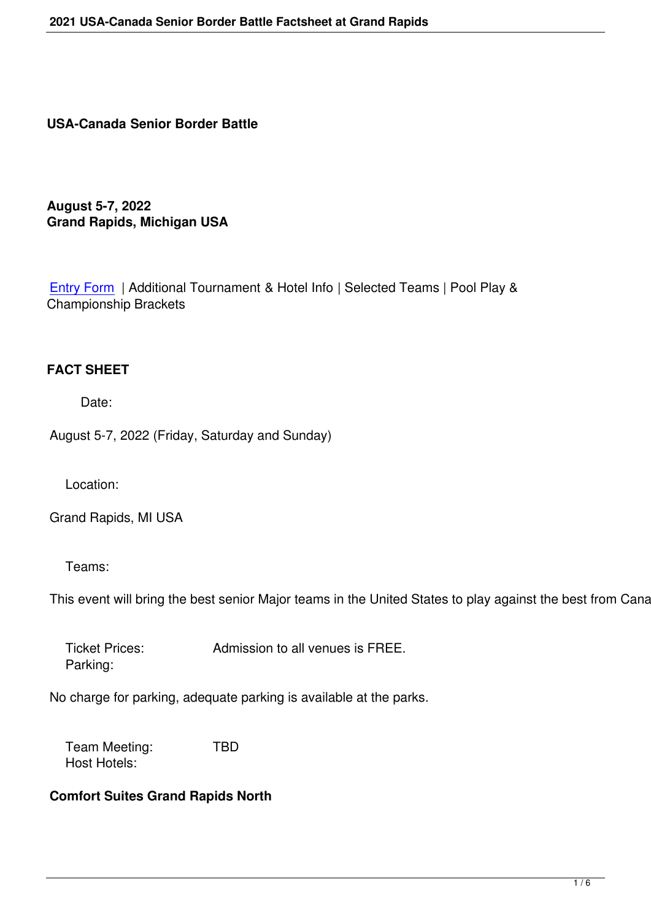# USA-Canada Senior Border Battle

**August 5-7, 2022**
**Grand Rapids, Michigan USA**

Entry Form | Additional Tournament & Hotel Info | Selected Teams | Pool Play & Championship Brackets

## FACT SHEET

Date:

August 5-7, 2022 (Friday, Saturday and Sunday)

Location:

Grand Rapids, MI USA

Teams:

This event will bring the best senior Major teams in the United States to play against the best from Cana

Ticket Prices: Admission to all venues is FREE.

Parking:

No charge for parking, adequate parking is available at the parks.

Team Meeting: TBD

Host Hotels:

**Comfort Suites Grand Rapids North**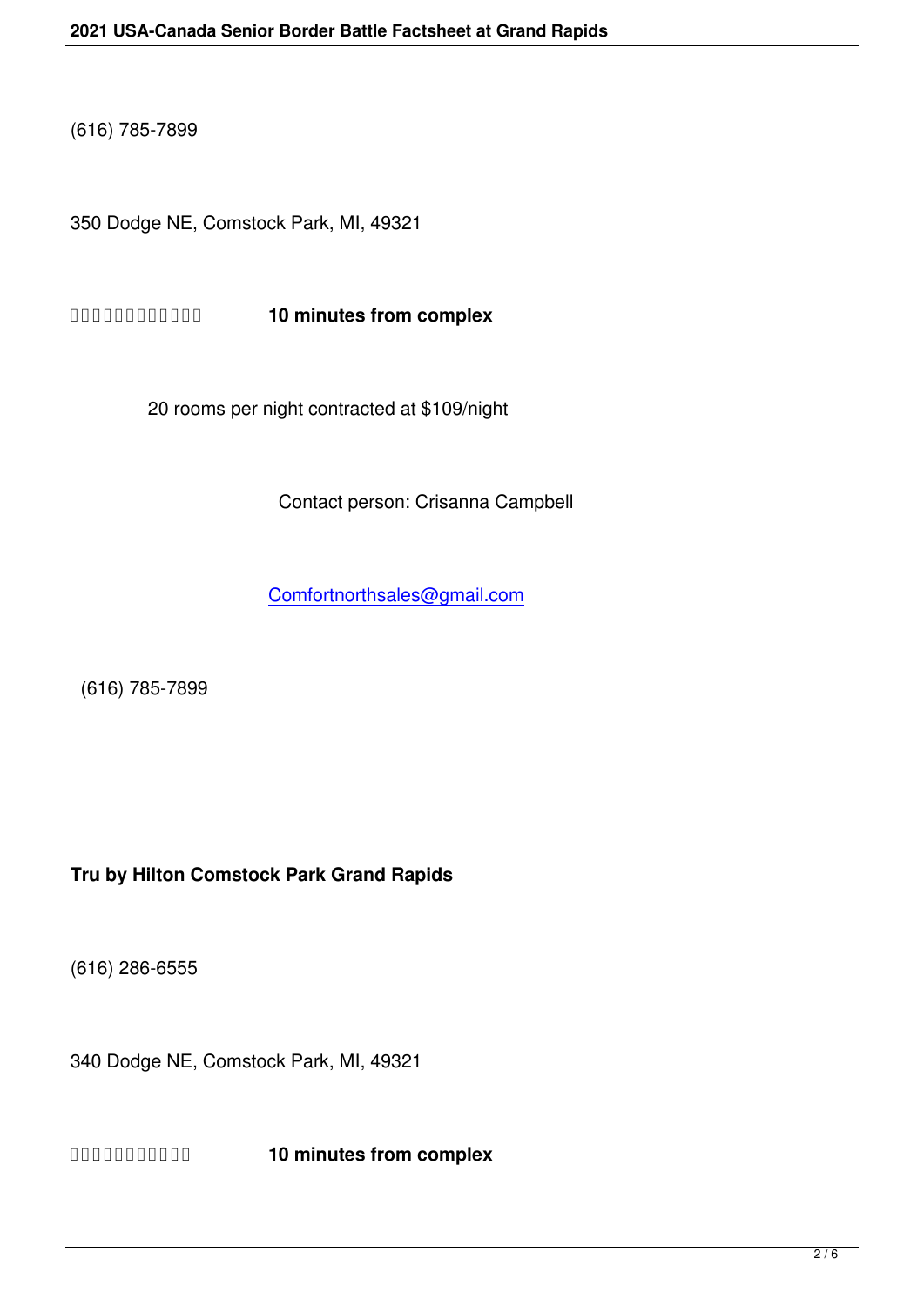(616) 785-7899

350 Dodge NE, Comstock Park, MI, 49321

**10 minutes from complex**

20 rooms per night contracted at $109/night

Contact person: Crisanna Campbell

Comfortnorthsales@gmail.com

(616) 785-7899

**Tru by Hilton Comstock Park Grand Rapids**

(616) 286-6555

340 Dodge NE, Comstock Park, MI, 49321

**10 minutes from complex**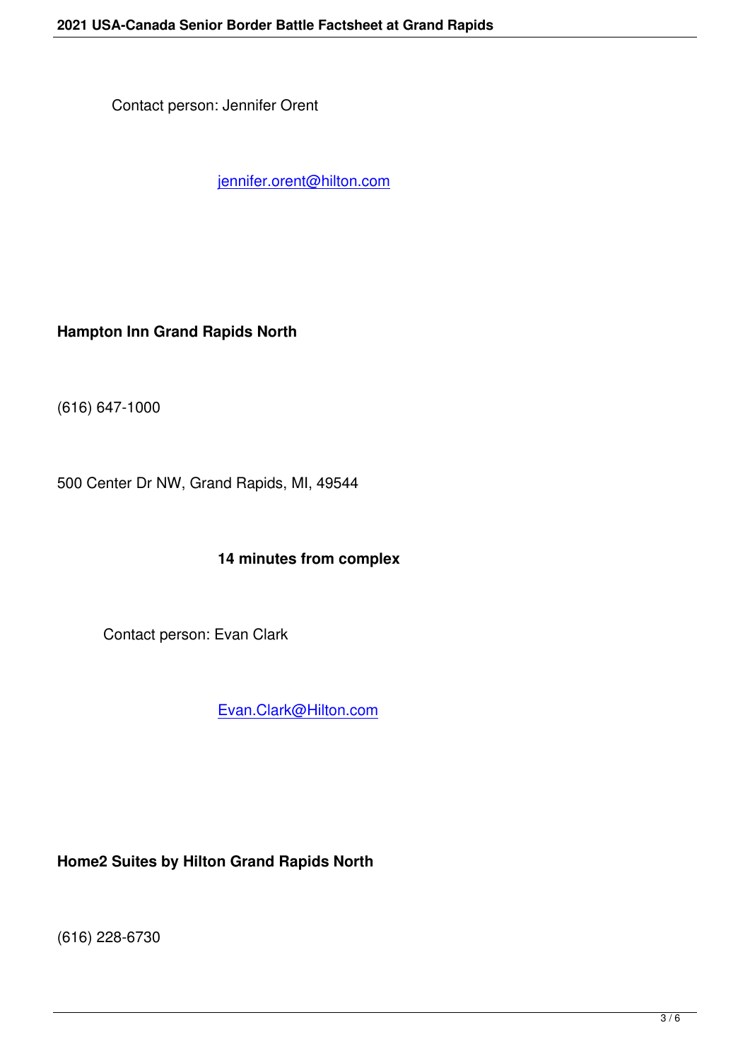Contact person: Jennifer Orent

jennifer.orent@hilton.com

**Hampton Inn Grand Rapids North**

(616) 647-1000

500 Center Dr NW, Grand Rapids, MI, 49544

**14 minutes from complex**

Contact person: Evan Clark

Evan.Clark@Hilton.com

**Home2 Suites by Hilton Grand Rapids North**

(616) 228-6730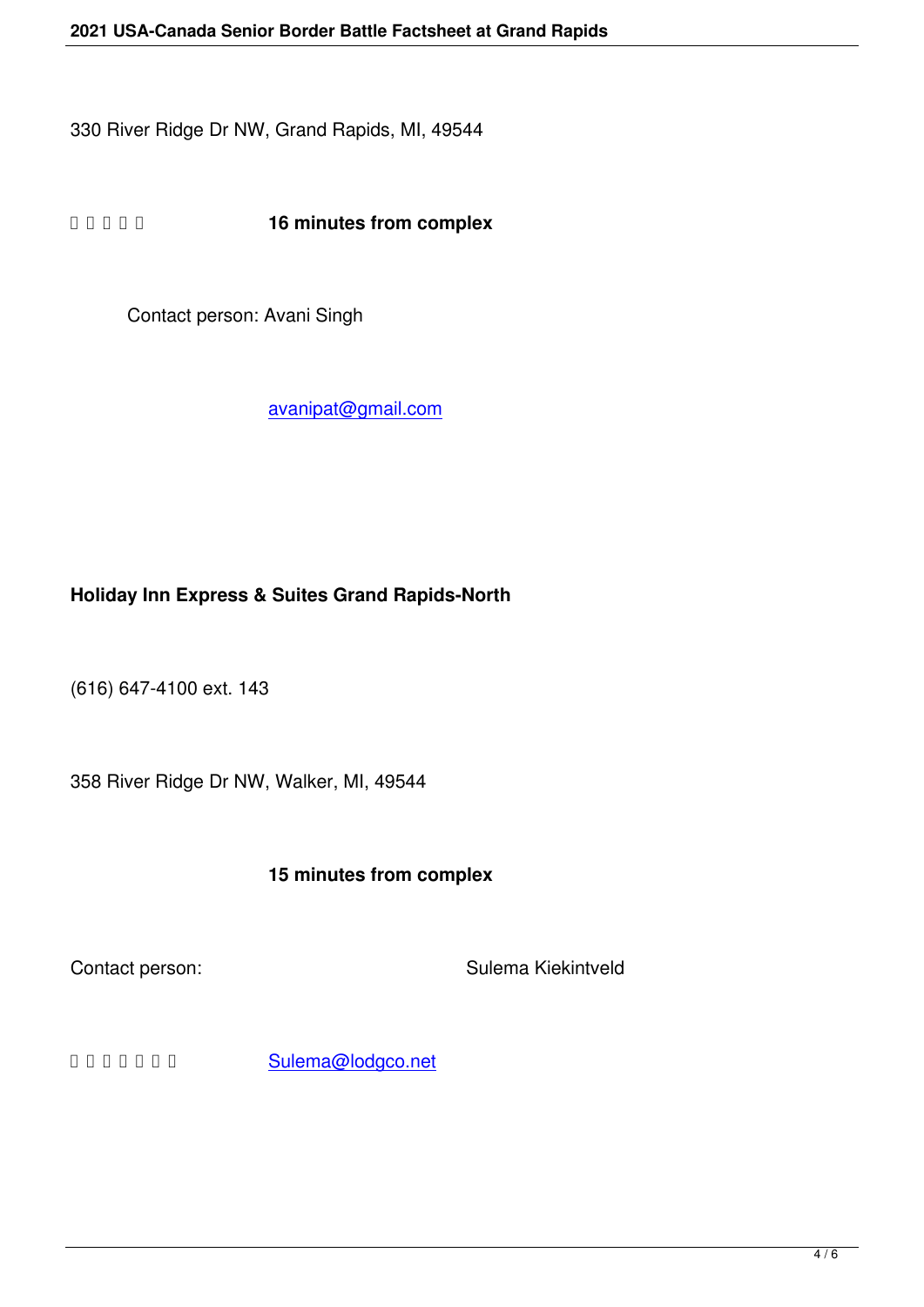330 River Ridge Dr NW, Grand Rapids, MI, 49544

**16 minutes from complex**

Contact person: Avani Singh

avanipat@gmail.com

**Holiday Inn Express & Suites Grand Rapids-North**

(616) 647-4100 ext. 143

358 River Ridge Dr NW, Walker, MI, 49544

**15 minutes from complex**

Contact person: Sulema Kiekintveld

Sulema@lodgco.net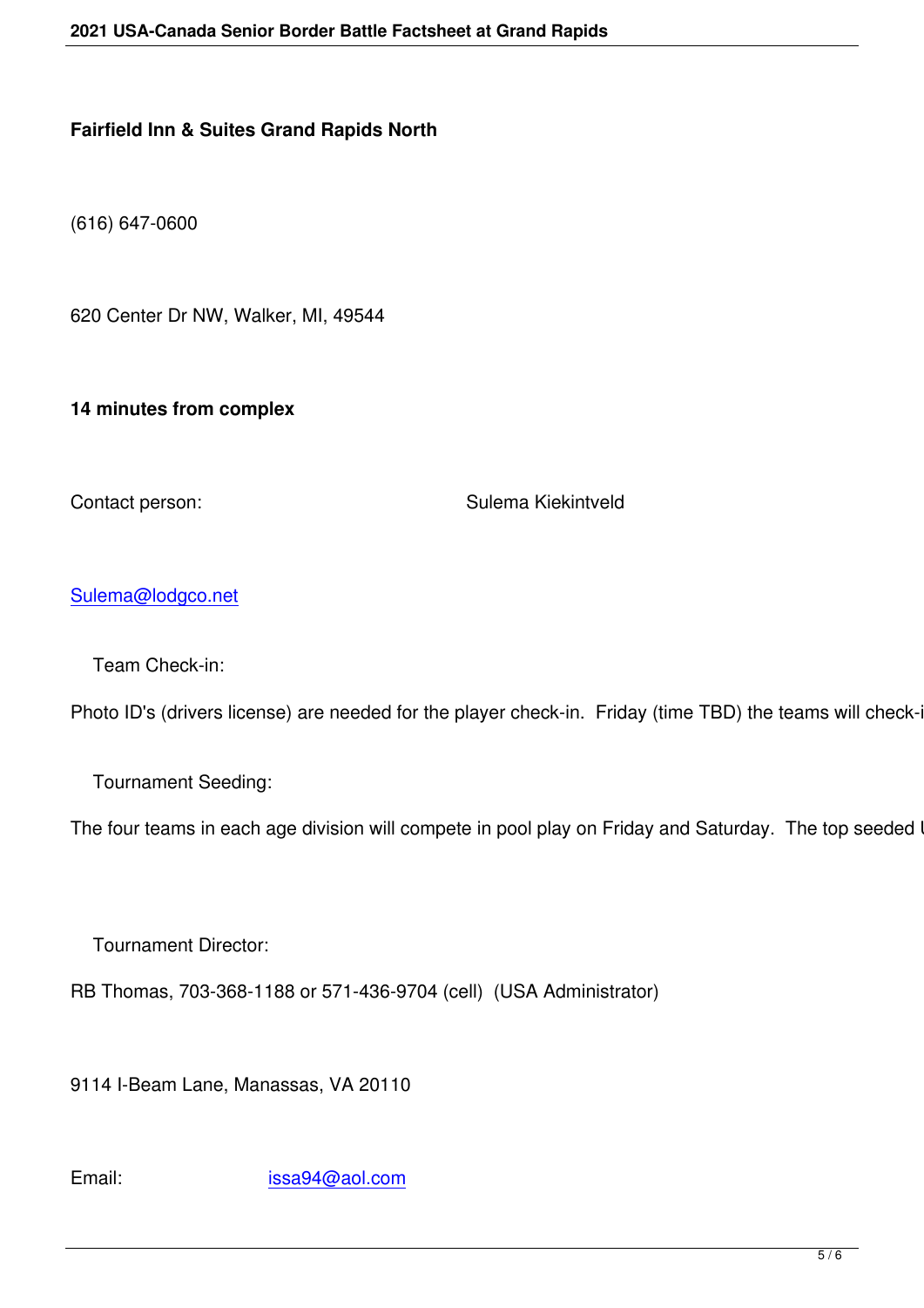**Fairfield Inn & Suites Grand Rapids North**

(616) 647-0600

620 Center Dr NW, Walker, MI, 49544

**14 minutes from complex**

Contact person: Sulema Kiekintveld

Sulema@lodgco.net

Team Check-in:

Photo ID's (drivers license) are needed for the player check-in. Friday (time TBD) the teams will check-i

Tournament Seeding:

The four teams in each age division will compete in pool play on Friday and Saturday. The top seeded U

Tournament Director:

RB Thomas, 703-368-1188 or 571-436-9704 (cell) (USA Administrator)

9114 I-Beam Lane, Manassas, VA 20110

Email: issa94@aol.com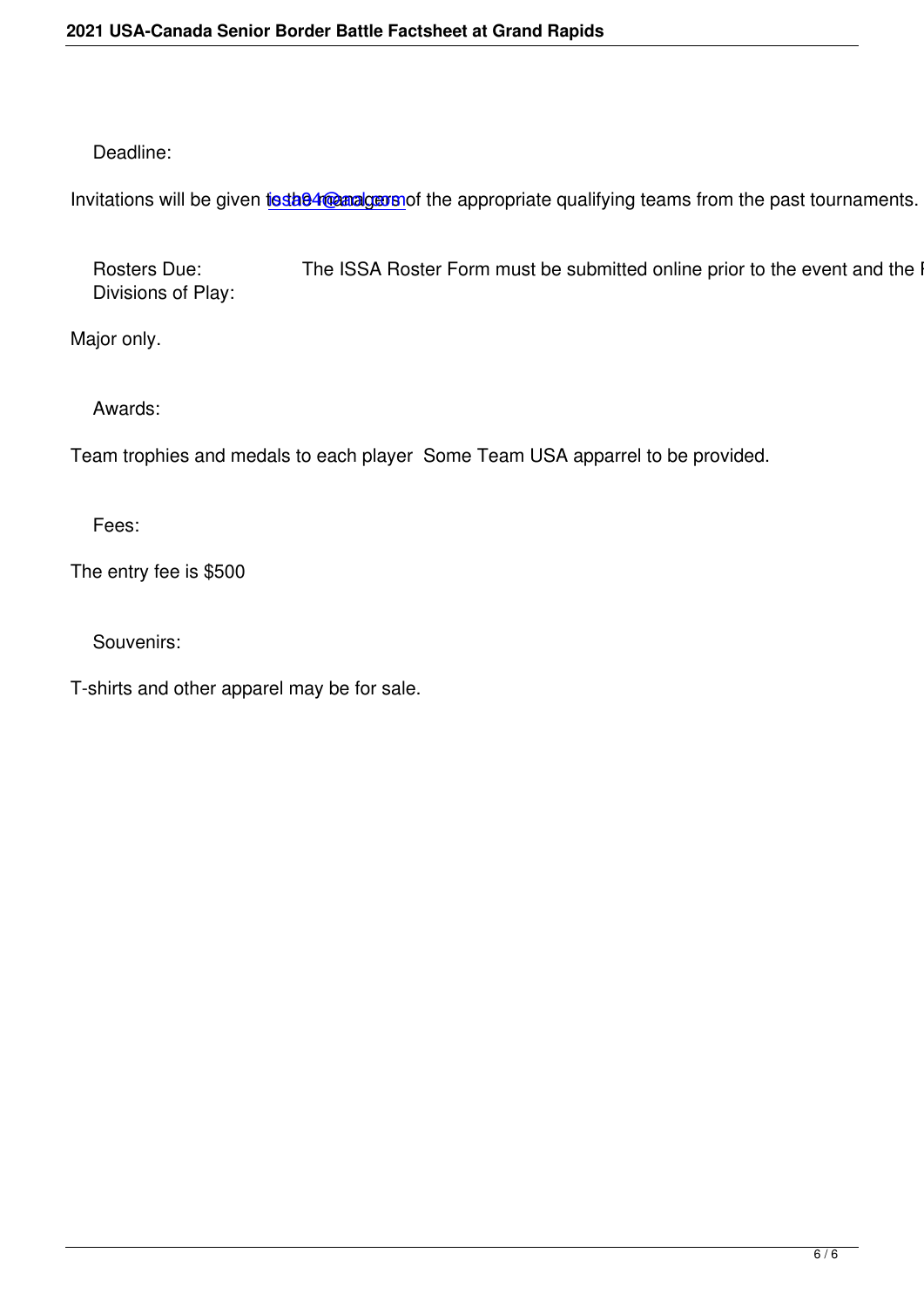Deadline:

Invitations will be given to the managers of the appropriate qualifying teams from the past tournaments. issa84@aol.com

Rosters Due: The ISSA Roster Form must be submitted online prior to the event and the F

Divisions of Play:

Major only.

Awards:

Team trophies and medals to each player Some Team USA apparel to be provided.

Fees:

The entry fee is $500

Souvenirs:

T-shirts and other apparel may be for sale.